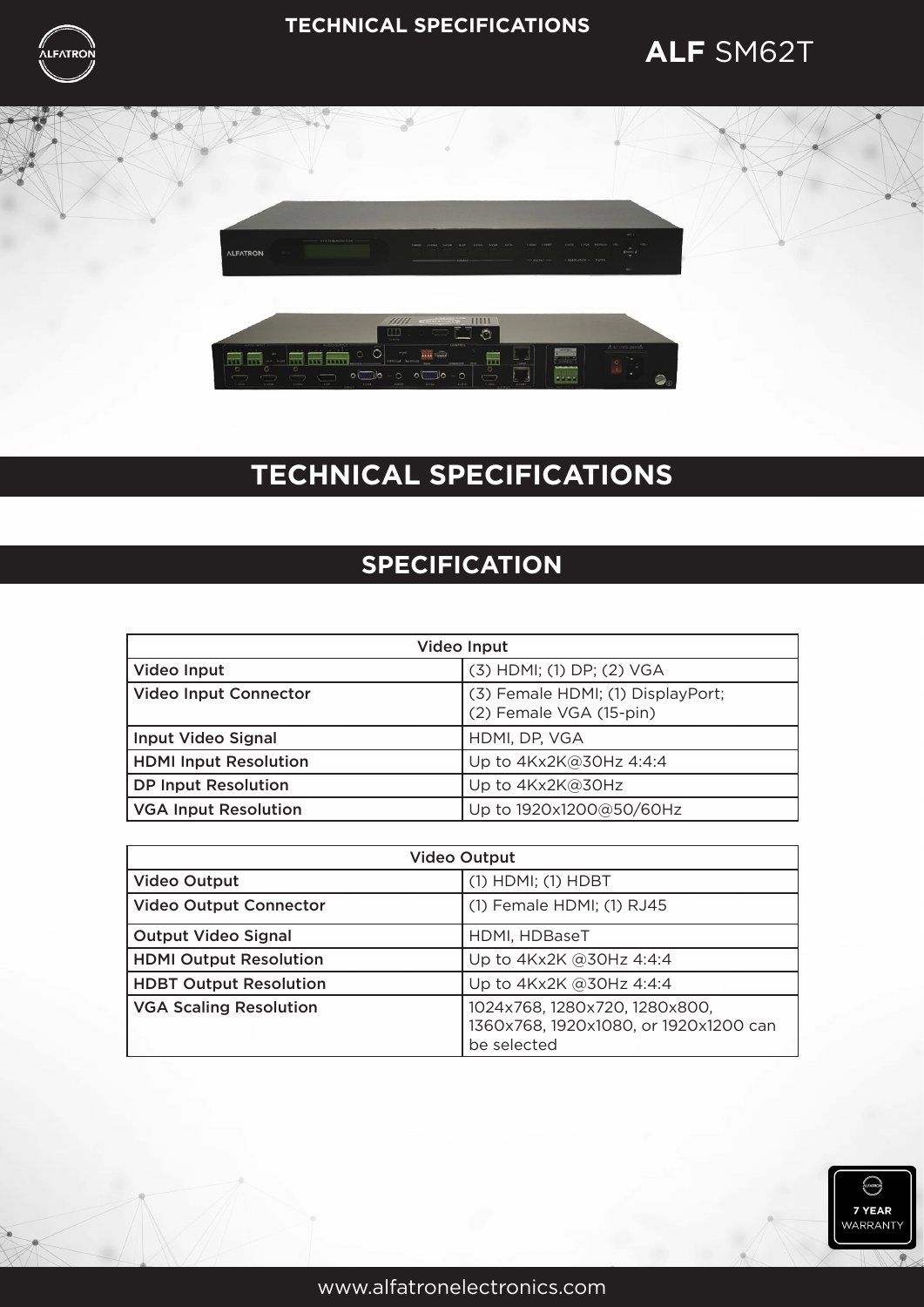# TECHNICAL SPECIFICATIONS

**ALF** SM62T

## TECHNICAL SPECIFICATIONS

## SPECIFICATION

| Video Input | |
|---|---|
| Video Input | (3) HDMI; (1) DP; (2) VGA |
| Video Input Connector | (3) Female HDMI; (1) DisplayPort; (2) Female VGA (15-pin) |
| Input Video Signal | HDMI, DP, VGA |
| HDMI Input Resolution | Up to 4Kx2K@30Hz 4:4:4 |
| DP Input Resolution | Up to 4Kx2K@30Hz |
| VGA Input Resolution | Up to 1920x1200@50/60Hz |

| Video Output | |
|---|---|
| Video Output | (1) HDMI; (1) HDBT |
| Video Output Connector | (1) Female HDMI; (1) RJ45 |
| Output Video Signal | HDMI, HDBaseT |
| HDMI Output Resolution | Up to 4Kx2K @30Hz 4:4:4 |
| HDBT Output Resolution | Up to 4Kx2K @30Hz 4:4:4 |
| VGA Scaling Resolution | 1024x768, 1280x720, 1280x800, 1360x768, 1920x1080, or 1920x1200 can be selected |

7 YEAR WARRANTY

www.alfatronelectronics.com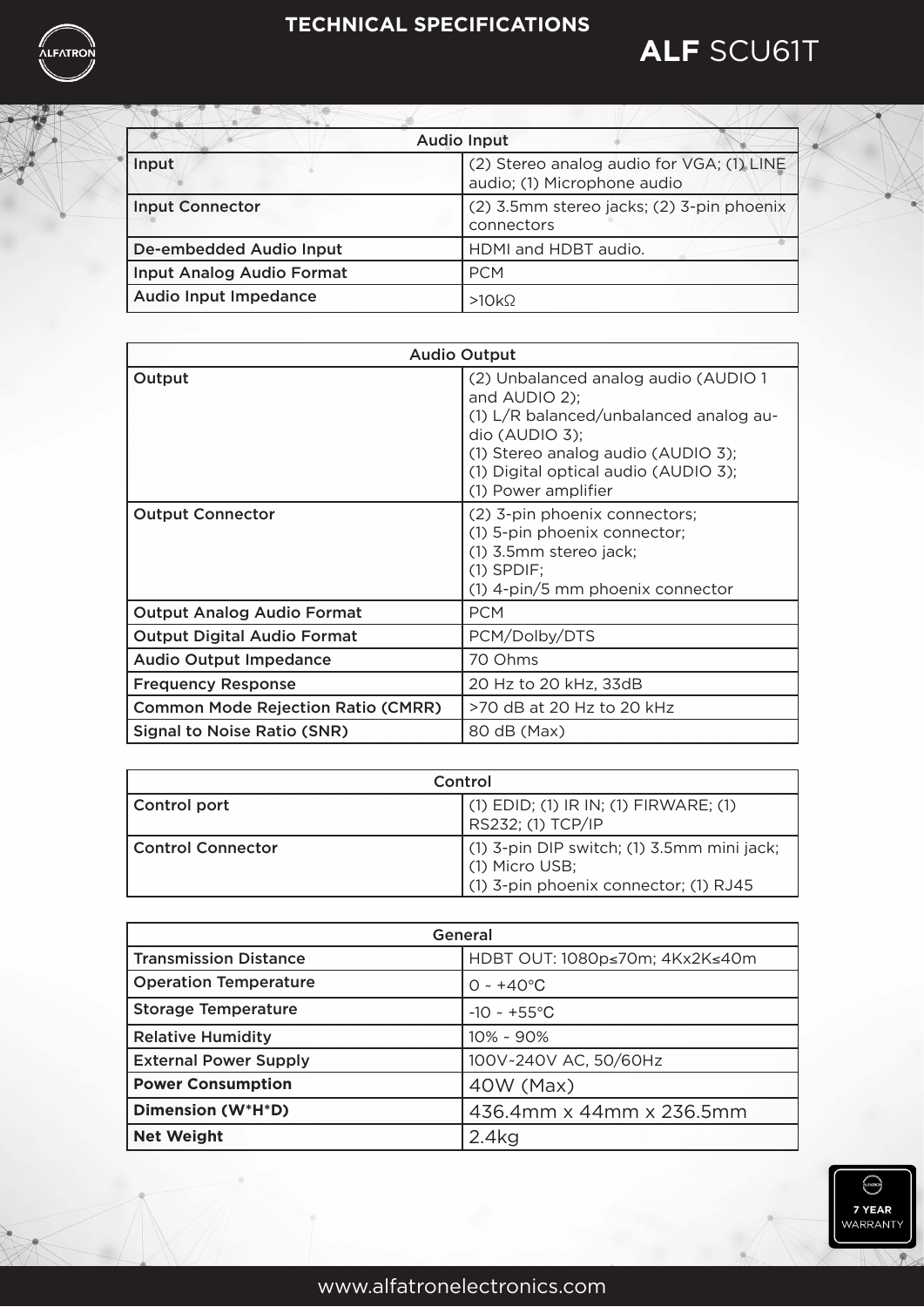| Audio Input | |
|---|---|
| Input | (2) Stereo analog audio for VGA; (1) LINE audio; (1) Microphone audio |
| Input Connector | (2) 3.5mm stereo jacks; (2) 3-pin phoenix connectors |
| De-embedded Audio Input | HDMI and HDBT audio. |
| Input Analog Audio Format | PCM |
| Audio Input Impedance | >10kΩ |

| Audio Output | |
|---|---|
| Output | (2) Unbalanced analog audio (AUDIO 1 and AUDIO 2);<br>(1) L/R balanced/unbalanced analog audio (AUDIO 3);<br>(1) Stereo analog audio (AUDIO 3);<br>(1) Digital optical audio (AUDIO 3);<br>(1) Power amplifier |
| Output Connector | (2) 3-pin phoenix connectors;<br>(1) 5-pin phoenix connector;<br>(1) 3.5mm stereo jack;<br>(1) SPDIF;<br>(1) 4-pin/5 mm phoenix connector |
| Output Analog Audio Format | PCM |
| Output Digital Audio Format | PCM/Dolby/DTS |
| Audio Output Impedance | 70 Ohms |
| Frequency Response | 20 Hz to 20 kHz, 33dB |
| Common Mode Rejection Ratio (CMRR) | >70 dB at 20 Hz to 20 kHz |
| Signal to Noise Ratio (SNR) | 80 dB (Max) |

| Control | |
|---|---|
| Control port | (1) EDID; (1) IR IN; (1) FIRWARE; (1) RS232; (1) TCP/IP |
| Control Connector | (1) 3-pin DIP switch; (1) 3.5mm mini jack; (1) Micro USB;<br>(1) 3-pin phoenix connector; (1) RJ45 |

| General | |
|---|---|
| Transmission Distance | HDBT OUT: 1080p≤70m; 4Kx2K≤40m |
| Operation Temperature | 0 ~ +40°C |
| Storage Temperature | -10 ~ +55°C |
| Relative Humidity | 10% ~ 90% |
| External Power Supply | 100V~240V AC, 50/60Hz |
| **Power Consumption** | 40W (Max) |
| **Dimension (W*H*D)** | 436.4mm x 44mm x 236.5mm |
| **Net Weight** | 2.4kg |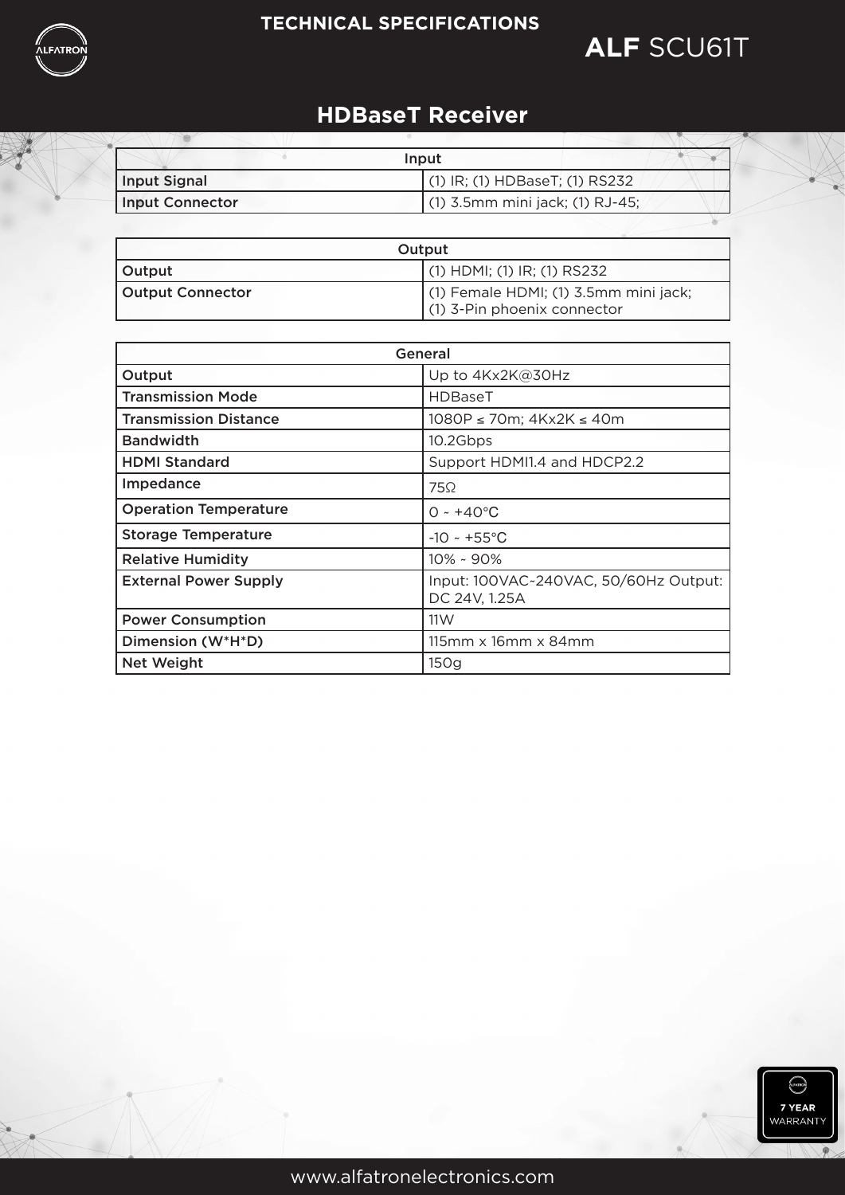# TECHNICAL SPECIFICATIONS

## ALF SCU61T

## HDBaseT Receiver

| Input | |
|---|---|
| Input Signal | (1) IR; (1) HDBaseT; (1) RS232 |
| Input Connector | (1) 3.5mm mini jack; (1) RJ-45; |

| Output | |
|---|---|
| Output | (1) HDMI; (1) IR; (1) RS232 |
| Output Connector | (1) Female HDMI; (1) 3.5mm mini jack; (1) 3-Pin phoenix connector |

| General | |
|---|---|
| Output | Up to 4Kx2K@30Hz |
| Transmission Mode | HDBaseT |
| Transmission Distance | 1080P ≤ 70m; 4Kx2K ≤ 40m |
| Bandwidth | 10.2Gbps |
| HDMI Standard | Support HDMI1.4 and HDCP2.2 |
| Impedance | 75Ω |
| Operation Temperature | 0 ~ +40℃ |
| Storage Temperature | -10 ~ +55℃ |
| Relative Humidity | 10% ~ 90% |
| External Power Supply | Input: 100VAC~240VAC, 50/60Hz Output: DC 24V, 1.25A |
| Power Consumption | 11W |
| Dimension (W*H*D) | 115mm x 16mm x 84mm |
| Net Weight | 150g |

7 YEAR WARRANTY

www.alfatronelectronics.com